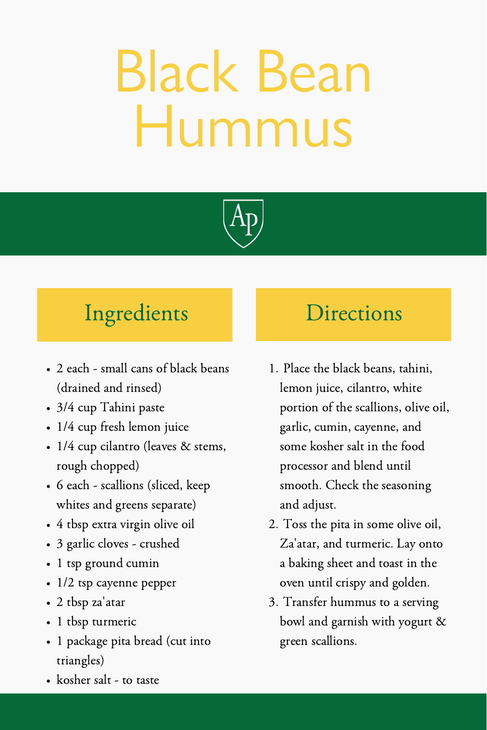# Black Bean Hummus

AP

## Ingredients

- 2 each - small cans of black beans (drained and rinsed)
- 3/4 cup Tahini paste
- 1/4 cup fresh lemon juice
- 1/4 cup cilantro (leaves & stems, rough chopped)
- 6 each - scallions (sliced, keep whites and greens separate)
- 4 tbsp extra virgin olive oil
- 3 garlic cloves - crushed
- 1 tsp ground cumin
- 1/2 tsp cayenne pepper
- 2 tbsp za'atar
- 1 tbsp turmeric
- 1 package pita bread (cut into triangles)
- kosher salt - to taste

## Directions

1. Place the black beans, tahini, lemon juice, cilantro, white portion of the scallions, olive oil, garlic, cumin, cayenne, and some kosher salt in the food processor and blend until smooth. Check the seasoning and adjust.
2. Toss the pita in some olive oil, Za'atar, and turmeric. Lay onto a baking sheet and toast in the oven until crispy and golden.
3. Transfer hummus to a serving bowl and garnish with yogurt & green scallions.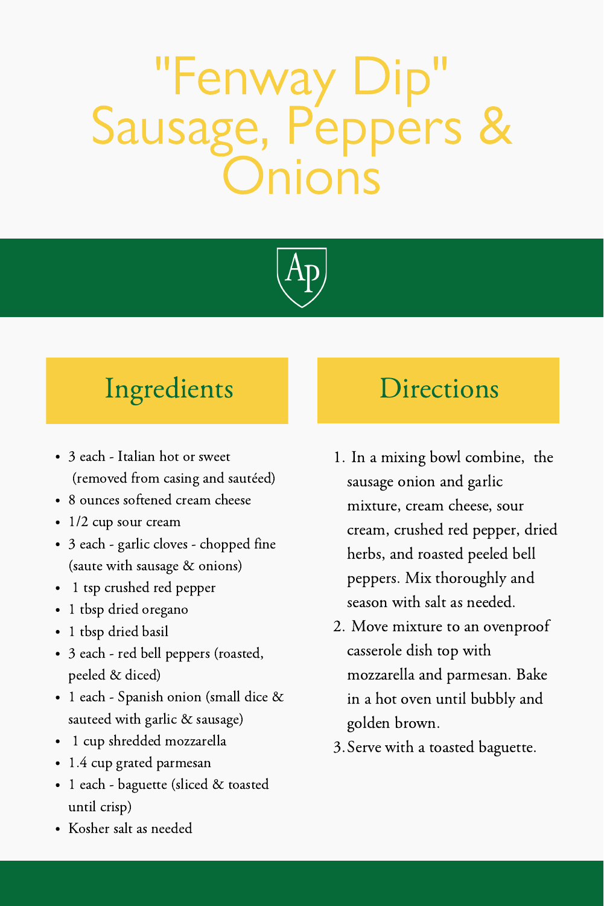# "Fenway Dip" Sausage, Peppers & Onions

## Ingredients

- 3 each - Italian hot or sweet (removed from casing and sautéed)
- 8 ounces softened cream cheese
- 1/2 cup sour cream
- 3 each - garlic cloves - chopped fine (saute with sausage & onions)
- 1 tsp crushed red pepper
- 1 tbsp dried oregano
- 1 tbsp dried basil
- 3 each - red bell peppers (roasted, peeled & diced)
- 1 each - Spanish onion (small dice & sauteed with garlic & sausage)
- 1 cup shredded mozzarella
- 1.4 cup grated parmesan
- 1 each - baguette (sliced & toasted until crisp)
- Kosher salt as needed

## Directions

1. In a mixing bowl combine, the sausage onion and garlic mixture, cream cheese, sour cream, crushed red pepper, dried herbs, and roasted peeled bell peppers. Mix thoroughly and season with salt as needed.
2. Move mixture to an ovenproof casserole dish top with mozzarella and parmesan. Bake in a hot oven until bubbly and golden brown.
3. Serve with a toasted baguette.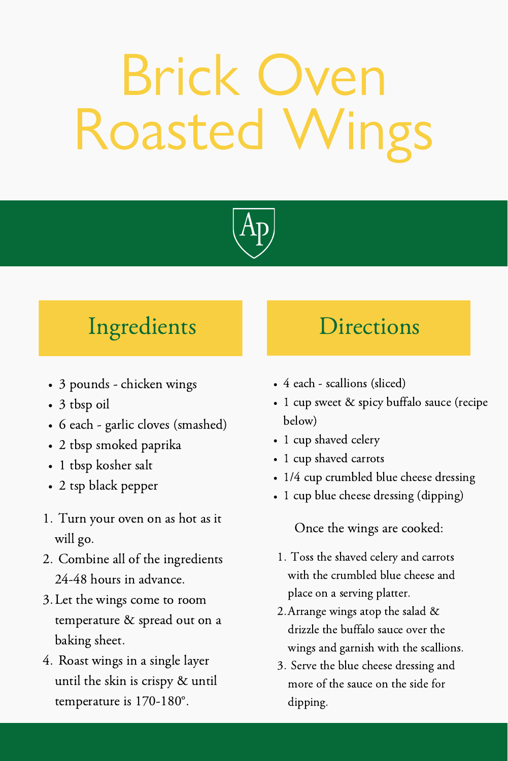# Brick Oven Roasted Wings

## Ingredients

- 3 pounds - chicken wings
- 3 tbsp oil
- 6 each - garlic cloves (smashed)
- 2 tbsp smoked paprika
- 1 tbsp kosher salt
- 2 tsp black pepper

1. Turn your oven on as hot as it will go.
2. Combine all of the ingredients 24-48 hours in advance.
3. Let the wings come to room temperature & spread out on a baking sheet.
4. Roast wings in a single layer until the skin is crispy & until temperature is 170-180°.

## Directions

- 4 each - scallions (sliced)
- 1 cup sweet & spicy buffalo sauce (recipe below)
- 1 cup shaved celery
- 1 cup shaved carrots
- 1/4 cup crumbled blue cheese dressing
- 1 cup blue cheese dressing (dipping)

Once the wings are cooked:

1. Toss the shaved celery and carrots with the crumbled blue cheese and place on a serving platter.
2. Arrange wings atop the salad & drizzle the buffalo sauce over the wings and garnish with the scallions.
3. Serve the blue cheese dressing and more of the sauce on the side for dipping.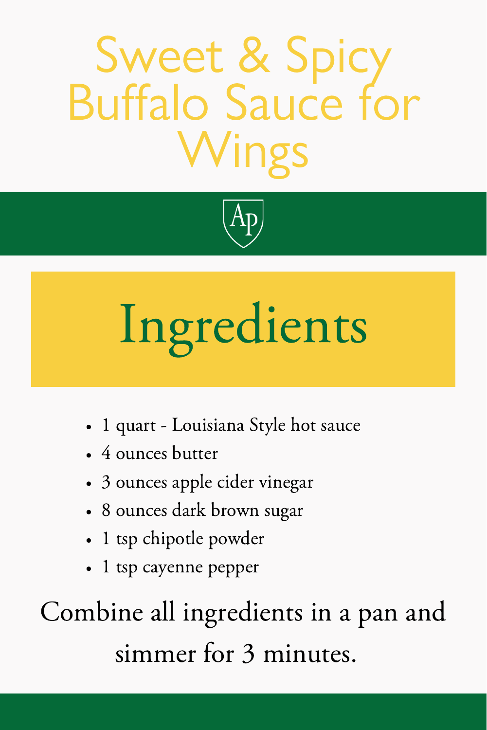# Sweet & Spicy Buffalo Sauce for Wings

## Ingredients

- 1 quart - Louisiana Style hot sauce
- 4 ounces butter
- 3 ounces apple cider vinegar
- 8 ounces dark brown sugar
- 1 tsp chipotle powder
- 1 tsp cayenne pepper

Combine all ingredients in a pan and simmer for 3 minutes.